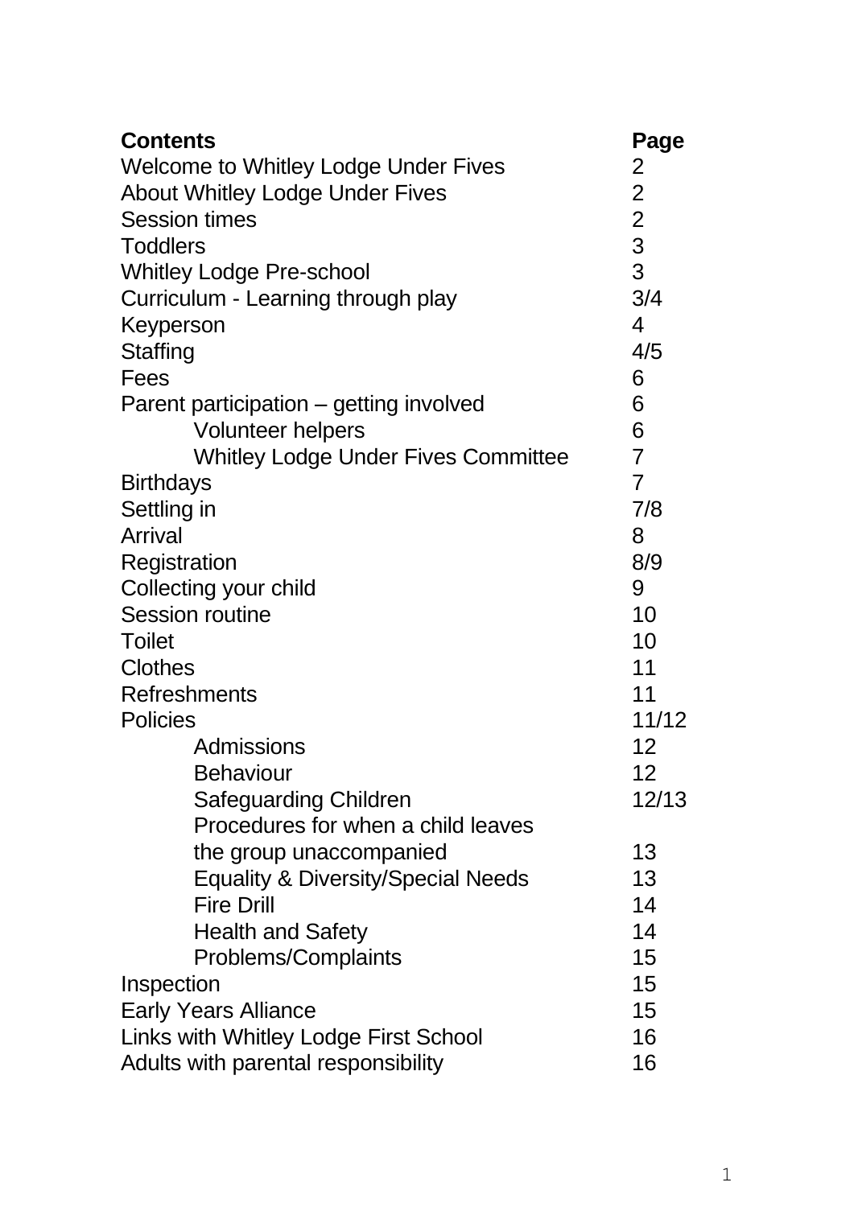| Contents | Page |
|---|---|
| Welcome to Whitley Lodge Under Fives | 2 |
| About Whitley Lodge Under Fives | 2 |
| Session times | 2 |
| Toddlers | 3 |
| Whitley Lodge Pre-school | 3 |
| Curriculum - Learning through play | 3/4 |
| Keyperson | 4 |
| Staffing | 4/5 |
| Fees | 6 |
| Parent participation – getting involved | 6 |
| &nbsp;&nbsp;&nbsp;&nbsp;Volunteer helpers | 6 |
| &nbsp;&nbsp;&nbsp;&nbsp;Whitley Lodge Under Fives Committee | 7 |
| Birthdays | 7 |
| Settling in | 7/8 |
| Arrival | 8 |
| Registration | 8/9 |
| Collecting your child | 9 |
| Session routine | 10 |
| Toilet | 10 |
| Clothes | 11 |
| Refreshments | 11 |
| Policies | 11/12 |
| &nbsp;&nbsp;&nbsp;&nbsp;Admissions | 12 |
| &nbsp;&nbsp;&nbsp;&nbsp;Behaviour | 12 |
| &nbsp;&nbsp;&nbsp;&nbsp;Safeguarding Children | 12/13 |
| &nbsp;&nbsp;&nbsp;&nbsp;Procedures for when a child leaves the group unaccompanied | 13 |
| &nbsp;&nbsp;&nbsp;&nbsp;Equality & Diversity/Special Needs | 13 |
| &nbsp;&nbsp;&nbsp;&nbsp;Fire Drill | 14 |
| &nbsp;&nbsp;&nbsp;&nbsp;Health and Safety | 14 |
| &nbsp;&nbsp;&nbsp;&nbsp;Problems/Complaints | 15 |
| Inspection | 15 |
| Early Years Alliance | 15 |
| Links with Whitley Lodge First School | 16 |
| Adults with parental responsibility | 16 |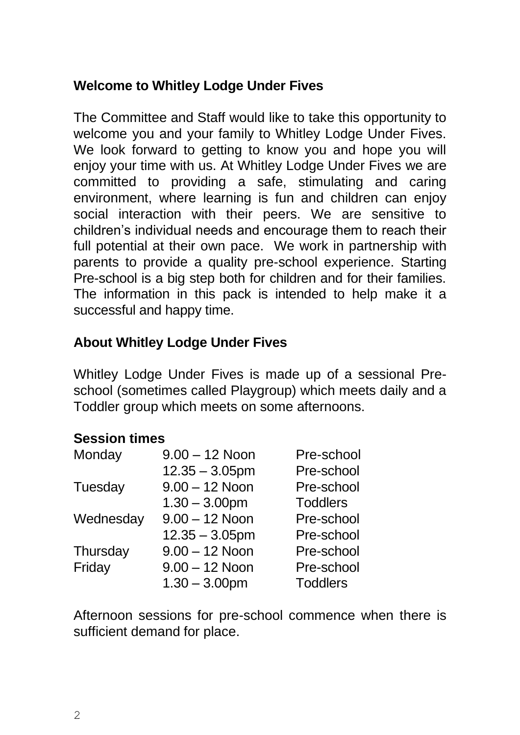## Welcome to Whitley Lodge Under Fives

The Committee and Staff would like to take this opportunity to welcome you and your family to Whitley Lodge Under Fives. We look forward to getting to know you and hope you will enjoy your time with us. At Whitley Lodge Under Fives we are committed to providing a safe, stimulating and caring environment, where learning is fun and children can enjoy social interaction with their peers. We are sensitive to children's individual needs and encourage them to reach their full potential at their own pace. We work in partnership with parents to provide a quality pre-school experience. Starting Pre-school is a big step both for children and for their families. The information in this pack is intended to help make it a successful and happy time.

## About Whitley Lodge Under Fives

Whitley Lodge Under Fives is made up of a sessional Pre-school (sometimes called Playgroup) which meets daily and a Toddler group which meets on some afternoons.

### Session times

| Day | Time | Group |
|---|---|---|
| Monday | 9.00 – 12 Noon | Pre-school |
| | 12.35 – 3.05pm | Pre-school |
| Tuesday | 9.00 – 12 Noon | Pre-school |
| | 1.30 – 3.00pm | Toddlers |
| Wednesday | 9.00 – 12 Noon | Pre-school |
| | 12.35 – 3.05pm | Pre-school |
| Thursday | 9.00 – 12 Noon | Pre-school |
| Friday | 9.00 – 12 Noon | Pre-school |
| | 1.30 – 3.00pm | Toddlers |

Afternoon sessions for pre-school commence when there is sufficient demand for place.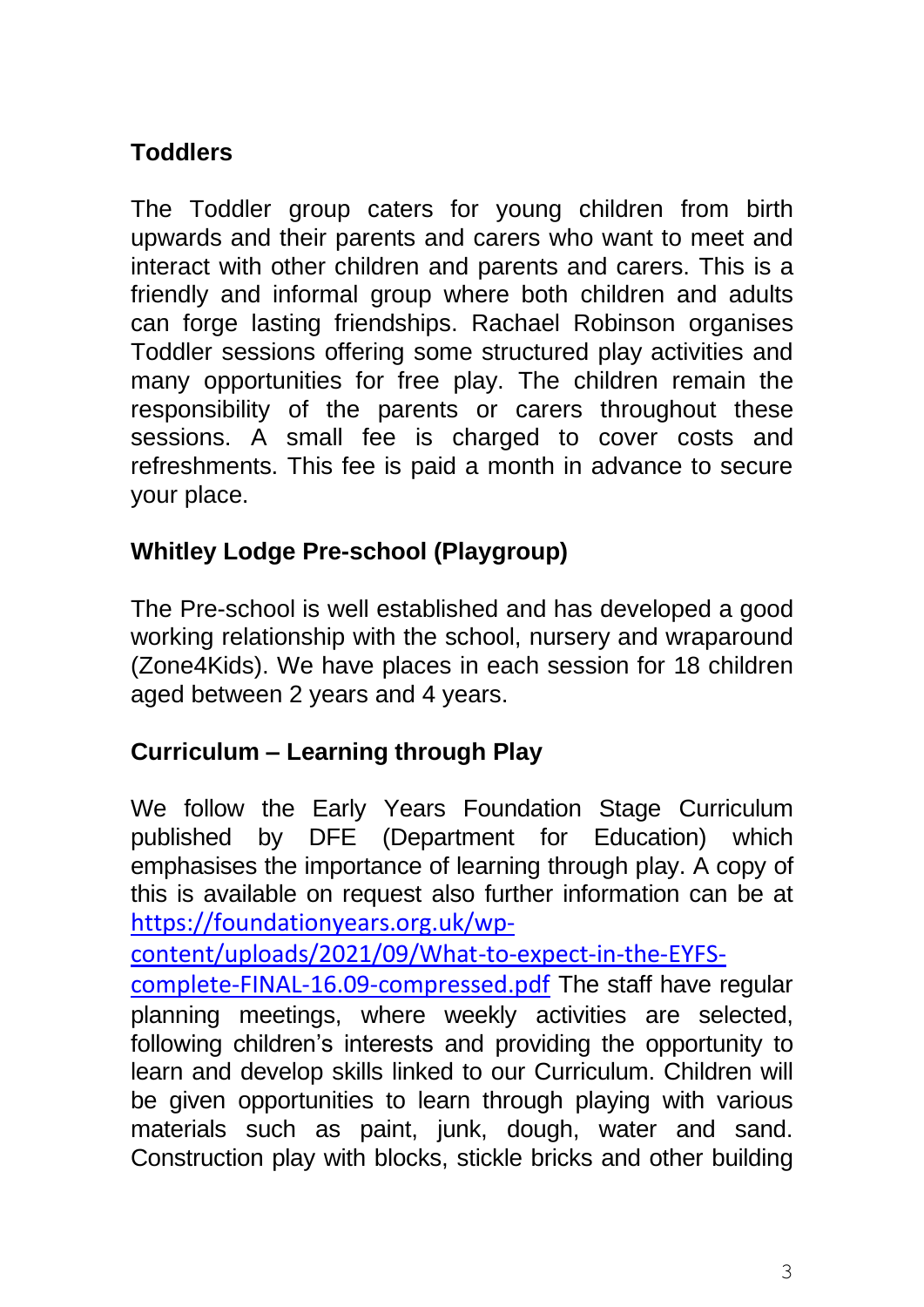## Toddlers

The Toddler group caters for young children from birth upwards and their parents and carers who want to meet and interact with other children and parents and carers. This is a friendly and informal group where both children and adults can forge lasting friendships. Rachael Robinson organises Toddler sessions offering some structured play activities and many opportunities for free play. The children remain the responsibility of the parents or carers throughout these sessions. A small fee is charged to cover costs and refreshments. This fee is paid a month in advance to secure your place.

## Whitley Lodge Pre-school (Playgroup)

The Pre-school is well established and has developed a good working relationship with the school, nursery and wraparound (Zone4Kids). We have places in each session for 18 children aged between 2 years and 4 years.

## Curriculum – Learning through Play

We follow the Early Years Foundation Stage Curriculum published by DFE (Department for Education) which emphasises the importance of learning through play. A copy of this is available on request also further information can be at https://foundationyears.org.uk/wp-content/uploads/2021/09/What-to-expect-in-the-EYFS-complete-FINAL-16.09-compressed.pdf The staff have regular planning meetings, where weekly activities are selected, following children's interests and providing the opportunity to learn and develop skills linked to our Curriculum. Children will be given opportunities to learn through playing with various materials such as paint, junk, dough, water and sand. Construction play with blocks, stickle bricks and other building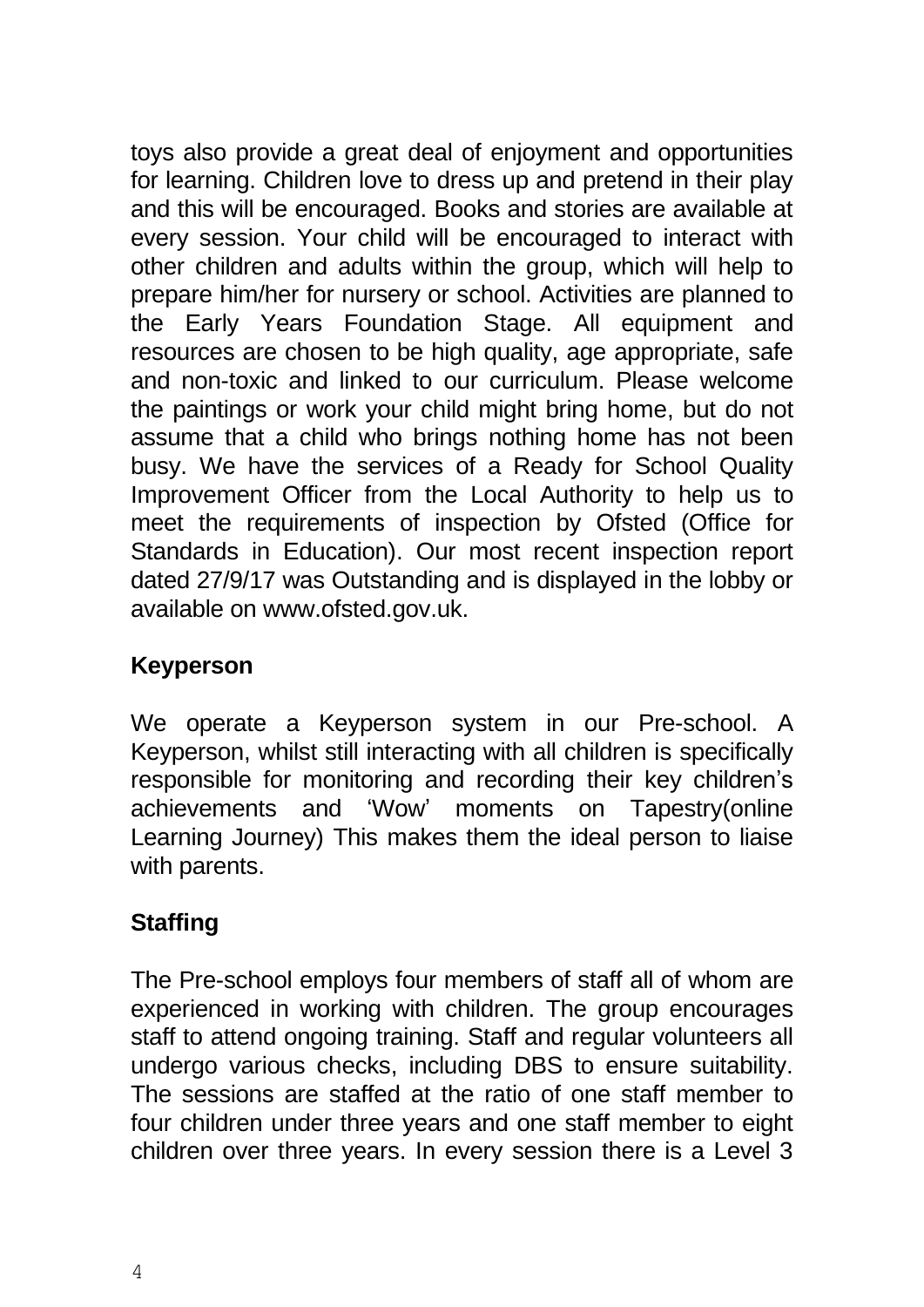toys also provide a great deal of enjoyment and opportunities for learning. Children love to dress up and pretend in their play and this will be encouraged. Books and stories are available at every session. Your child will be encouraged to interact with other children and adults within the group, which will help to prepare him/her for nursery or school. Activities are planned to the Early Years Foundation Stage. All equipment and resources are chosen to be high quality, age appropriate, safe and non-toxic and linked to our curriculum. Please welcome the paintings or work your child might bring home, but do not assume that a child who brings nothing home has not been busy. We have the services of a Ready for School Quality Improvement Officer from the Local Authority to help us to meet the requirements of inspection by Ofsted (Office for Standards in Education). Our most recent inspection report dated 27/9/17 was Outstanding and is displayed in the lobby or available on www.ofsted.gov.uk.

**Keyperson**

We operate a Keyperson system in our Pre-school. A Keyperson, whilst still interacting with all children is specifically responsible for monitoring and recording their key children's achievements and 'Wow' moments on Tapestry(online Learning Journey) This makes them the ideal person to liaise with parents.

**Staffing**

The Pre-school employs four members of staff all of whom are experienced in working with children. The group encourages staff to attend ongoing training. Staff and regular volunteers all undergo various checks, including DBS to ensure suitability. The sessions are staffed at the ratio of one staff member to four children under three years and one staff member to eight children over three years. In every session there is a Level 3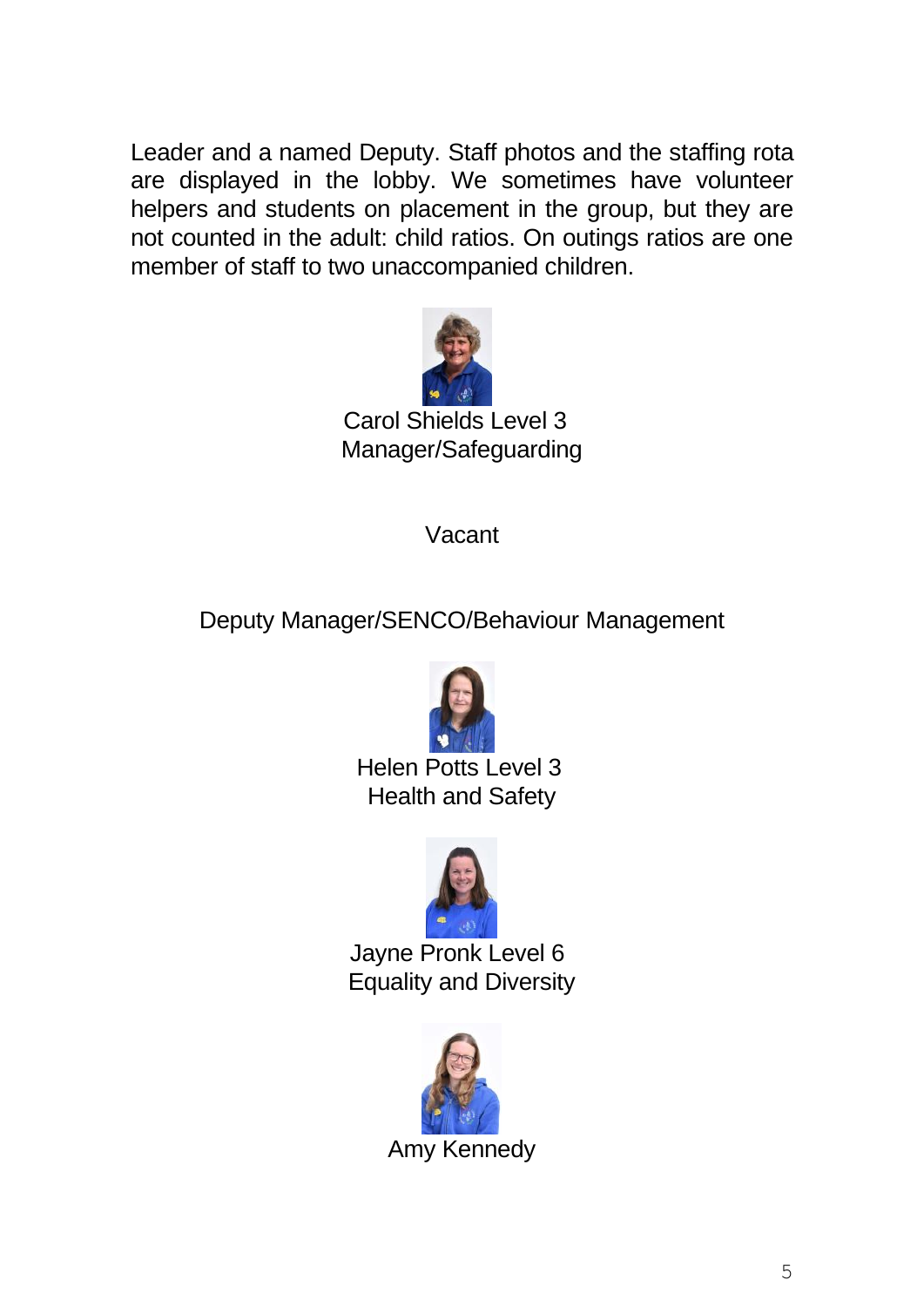Leader and a named Deputy. Staff photos and the staffing rota are displayed in the lobby. We sometimes have volunteer helpers and students on placement in the group, but they are not counted in the adult: child ratios. On outings ratios are one member of staff to two unaccompanied children.

Carol Shields Level 3
Manager/Safeguarding

Vacant

Deputy Manager/SENCO/Behaviour Management

Helen Potts Level 3
Health and Safety

Jayne Pronk Level 6
Equality and Diversity

Amy Kennedy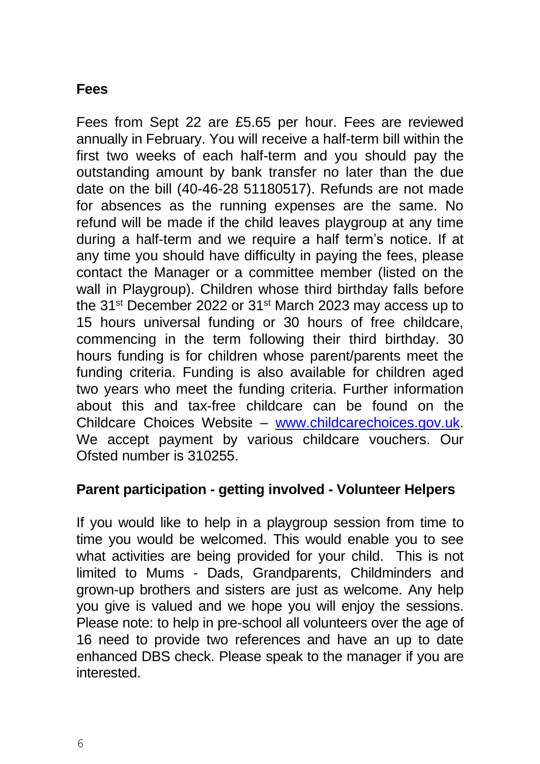## Fees

Fees from Sept 22 are £5.65 per hour. Fees are reviewed annually in February. You will receive a half-term bill within the first two weeks of each half-term and you should pay the outstanding amount by bank transfer no later than the due date on the bill (40-46-28 51180517). Refunds are not made for absences as the running expenses are the same. No refund will be made if the child leaves playgroup at any time during a half-term and we require a half term's notice. If at any time you should have difficulty in paying the fees, please contact the Manager or a committee member (listed on the wall in Playgroup). Children whose third birthday falls before the 31st December 2022 or 31st March 2023 may access up to 15 hours universal funding or 30 hours of free childcare, commencing in the term following their third birthday. 30 hours funding is for children whose parent/parents meet the funding criteria. Funding is also available for children aged two years who meet the funding criteria. Further information about this and tax-free childcare can be found on the Childcare Choices Website – www.childcarechoices.gov.uk. We accept payment by various childcare vouchers. Our Ofsted number is 310255.

## Parent participation - getting involved - Volunteer Helpers

If you would like to help in a playgroup session from time to time you would be welcomed. This would enable you to see what activities are being provided for your child. This is not limited to Mums - Dads, Grandparents, Childminders and grown-up brothers and sisters are just as welcome. Any help you give is valued and we hope you will enjoy the sessions. Please note: to help in pre-school all volunteers over the age of 16 need to provide two references and have an up to date enhanced DBS check. Please speak to the manager if you are interested.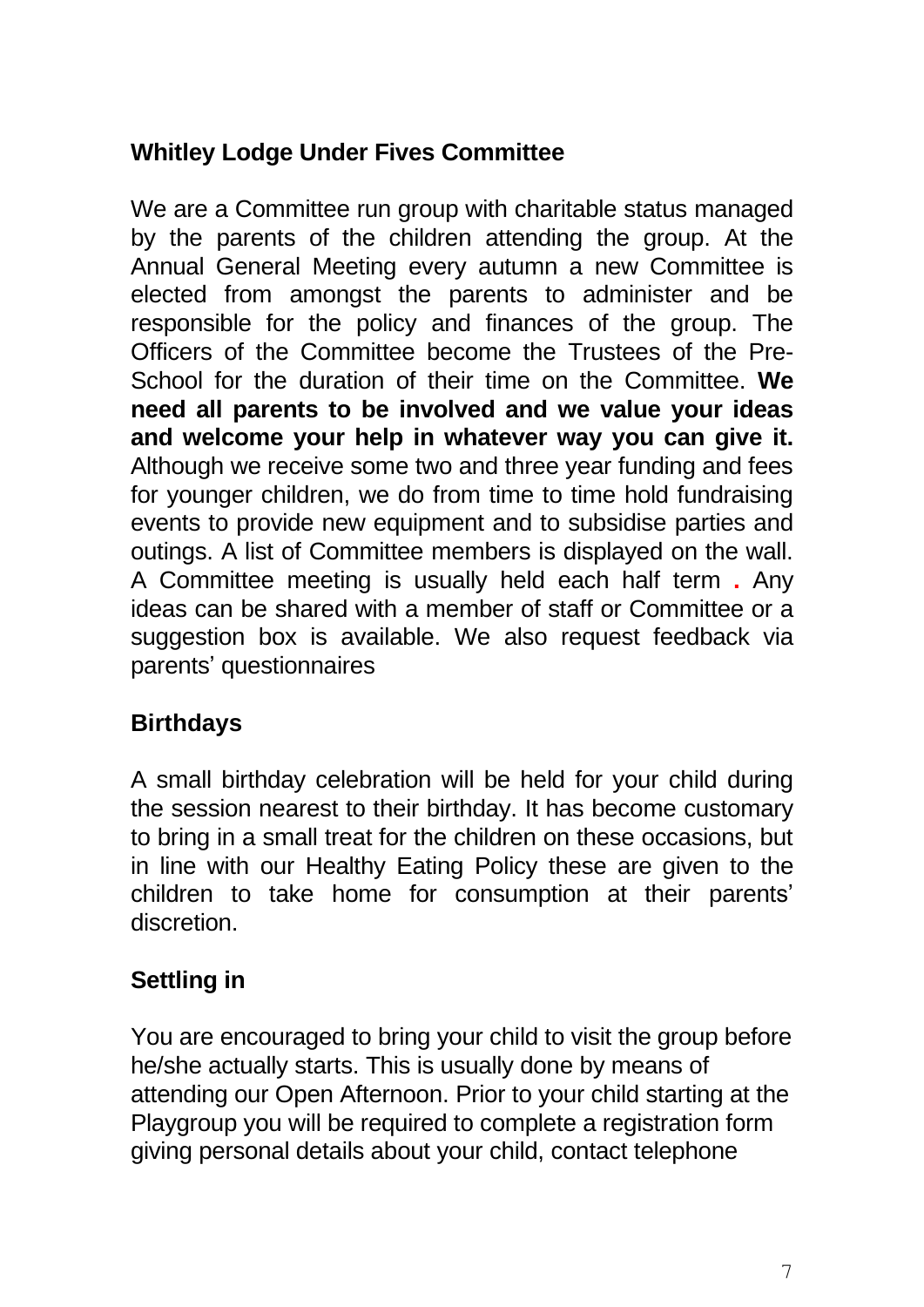## Whitley Lodge Under Fives Committee

We are a Committee run group with charitable status managed by the parents of the children attending the group. At the Annual General Meeting every autumn a new Committee is elected from amongst the parents to administer and be responsible for the policy and finances of the group. The Officers of the Committee become the Trustees of the Pre-School for the duration of their time on the Committee. **We need all parents to be involved and we value your ideas and welcome your help in whatever way you can give it.** Although we receive some two and three year funding and fees for younger children, we do from time to time hold fundraising events to provide new equipment and to subsidise parties and outings. A list of Committee members is displayed on the wall. A Committee meeting is usually held each half term . Any ideas can be shared with a member of staff or Committee or a suggestion box is available. We also request feedback via parents' questionnaires

## Birthdays

A small birthday celebration will be held for your child during the session nearest to their birthday. It has become customary to bring in a small treat for the children on these occasions, but in line with our Healthy Eating Policy these are given to the children to take home for consumption at their parents' discretion.

## Settling in

You are encouraged to bring your child to visit the group before he/she actually starts. This is usually done by means of attending our Open Afternoon. Prior to your child starting at the Playgroup you will be required to complete a registration form giving personal details about your child, contact telephone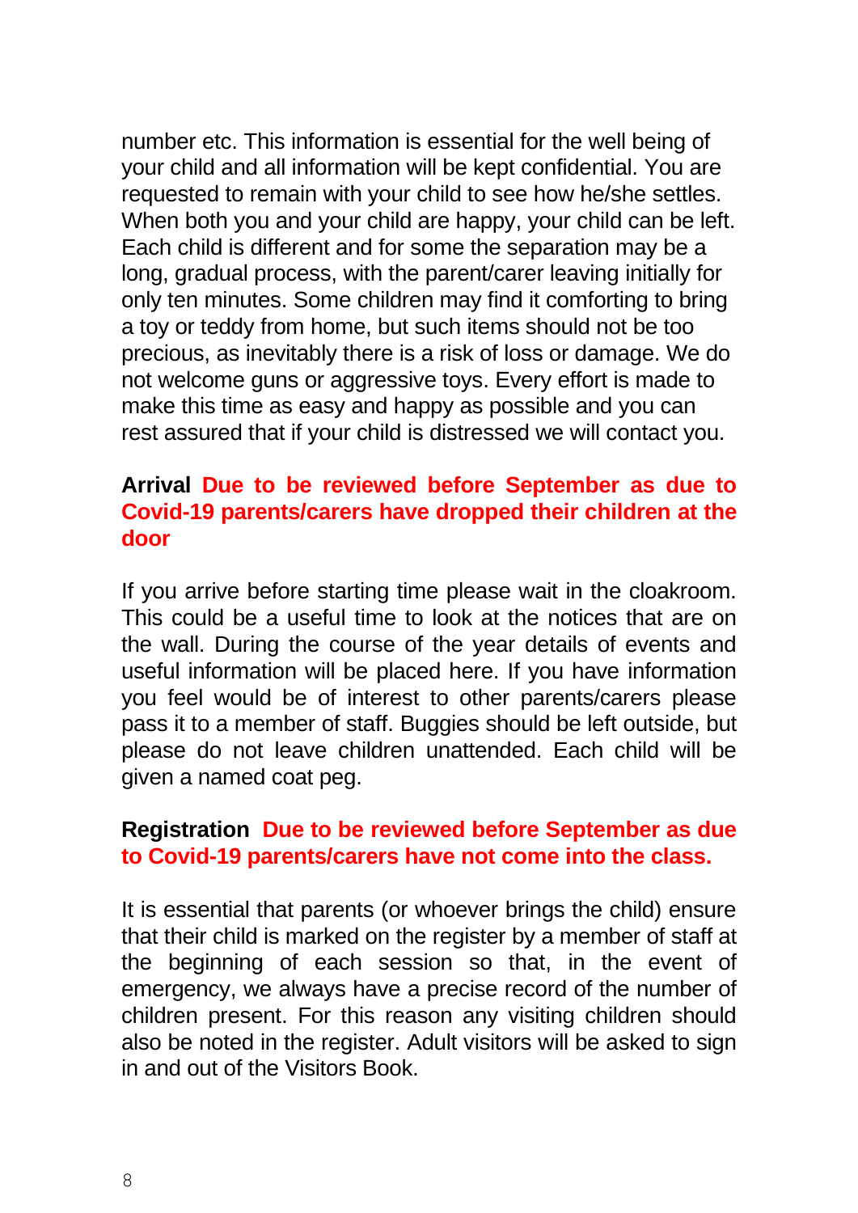number etc. This information is essential for the well being of your child and all information will be kept confidential. You are requested to remain with your child to see how he/she settles. When both you and your child are happy, your child can be left. Each child is different and for some the separation may be a long, gradual process, with the parent/carer leaving initially for only ten minutes. Some children may find it comforting to bring a toy or teddy from home, but such items should not be too precious, as inevitably there is a risk of loss or damage. We do not welcome guns or aggressive toys. Every effort is made to make this time as easy and happy as possible and you can rest assured that if your child is distressed we will contact you.

**Arrival** **Due to be reviewed before September as due to Covid-19 parents/carers have dropped their children at the door**

If you arrive before starting time please wait in the cloakroom. This could be a useful time to look at the notices that are on the wall. During the course of the year details of events and useful information will be placed here. If you have information you feel would be of interest to other parents/carers please pass it to a member of staff. Buggies should be left outside, but please do not leave children unattended. Each child will be given a named coat peg.

**Registration** **Due to be reviewed before September as due to Covid-19 parents/carers have not come into the class.**

It is essential that parents (or whoever brings the child) ensure that their child is marked on the register by a member of staff at the beginning of each session so that, in the event of emergency, we always have a precise record of the number of children present. For this reason any visiting children should also be noted in the register. Adult visitors will be asked to sign in and out of the Visitors Book.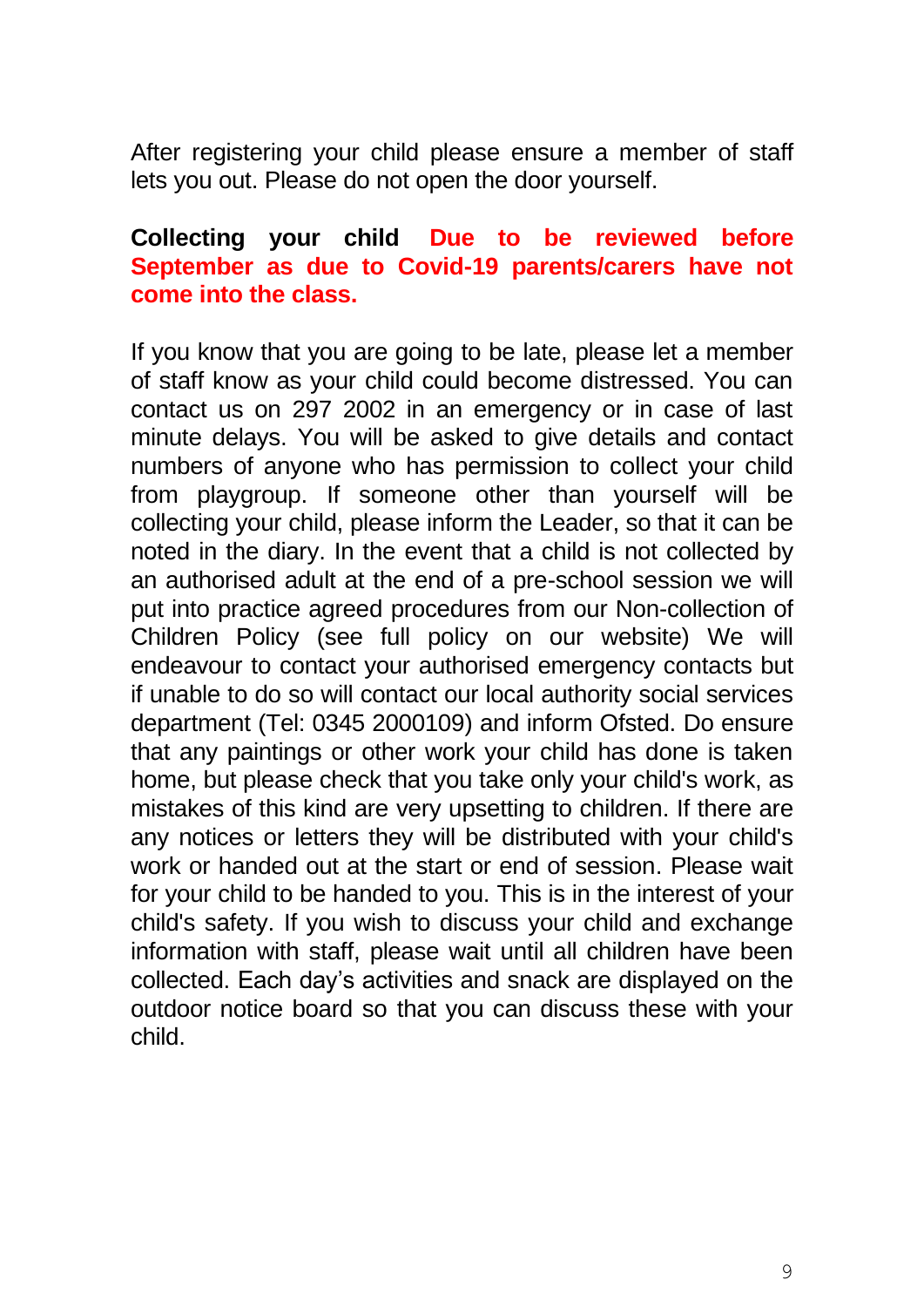After registering your child please ensure a member of staff lets you out. Please do not open the door yourself.

**Collecting your child Due to be reviewed before September as due to Covid-19 parents/carers have not come into the class.**

If you know that you are going to be late, please let a member of staff know as your child could become distressed. You can contact us on 297 2002 in an emergency or in case of last minute delays. You will be asked to give details and contact numbers of anyone who has permission to collect your child from playgroup. If someone other than yourself will be collecting your child, please inform the Leader, so that it can be noted in the diary. In the event that a child is not collected by an authorised adult at the end of a pre-school session we will put into practice agreed procedures from our Non-collection of Children Policy (see full policy on our website) We will endeavour to contact your authorised emergency contacts but if unable to do so will contact our local authority social services department (Tel: 0345 2000109) and inform Ofsted. Do ensure that any paintings or other work your child has done is taken home, but please check that you take only your child's work, as mistakes of this kind are very upsetting to children. If there are any notices or letters they will be distributed with your child's work or handed out at the start or end of session. Please wait for your child to be handed to you. This is in the interest of your child's safety. If you wish to discuss your child and exchange information with staff, please wait until all children have been collected. Each day's activities and snack are displayed on the outdoor notice board so that you can discuss these with your child.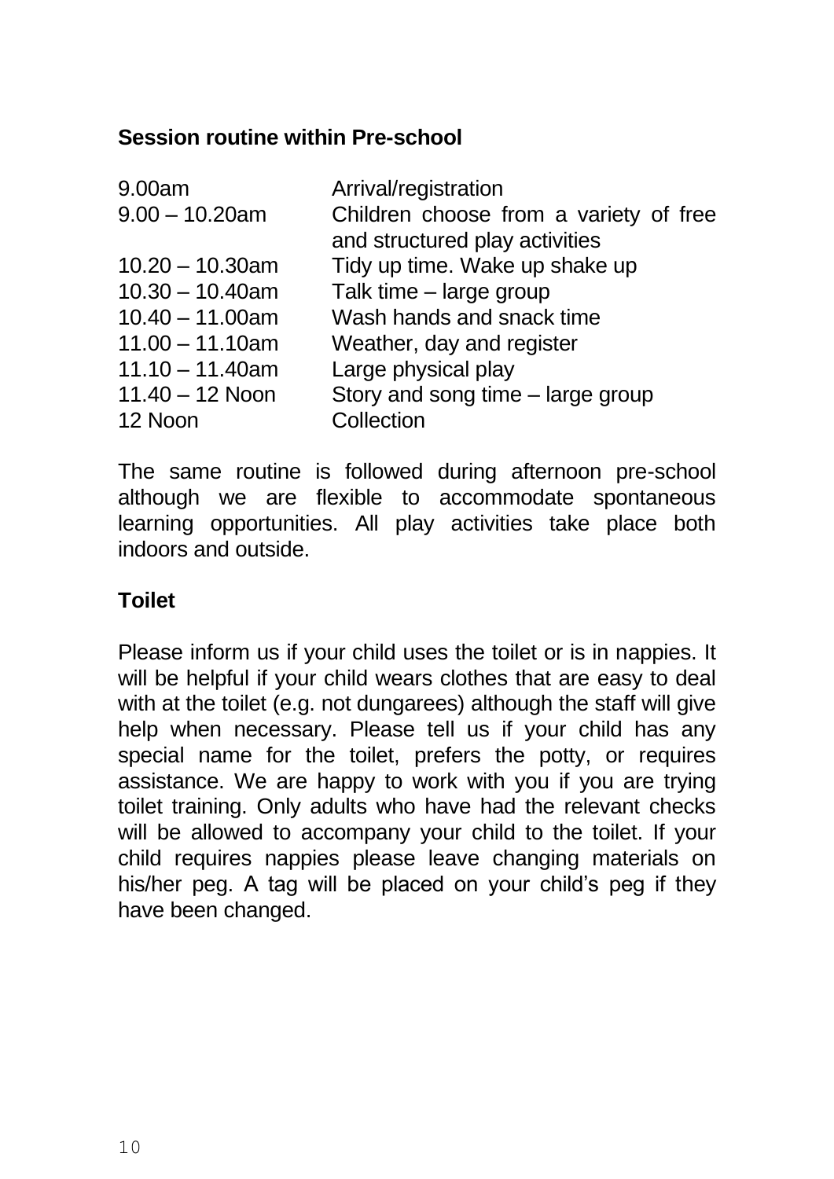## Session routine within Pre-school

| | |
|---|---|
| 9.00am | Arrival/registration |
| 9.00 – 10.20am | Children choose from a variety of free and structured play activities |
| 10.20 – 10.30am | Tidy up time. Wake up shake up |
| 10.30 – 10.40am | Talk time – large group |
| 10.40 – 11.00am | Wash hands and snack time |
| 11.00 – 11.10am | Weather, day and register |
| 11.10 – 11.40am | Large physical play |
| 11.40 – 12 Noon | Story and song time – large group |
| 12 Noon | Collection |

The same routine is followed during afternoon pre-school although we are flexible to accommodate spontaneous learning opportunities. All play activities take place both indoors and outside.

## Toilet

Please inform us if your child uses the toilet or is in nappies. It will be helpful if your child wears clothes that are easy to deal with at the toilet (e.g. not dungarees) although the staff will give help when necessary. Please tell us if your child has any special name for the toilet, prefers the potty, or requires assistance. We are happy to work with you if you are trying toilet training. Only adults who have had the relevant checks will be allowed to accompany your child to the toilet. If your child requires nappies please leave changing materials on his/her peg. A tag will be placed on your child's peg if they have been changed.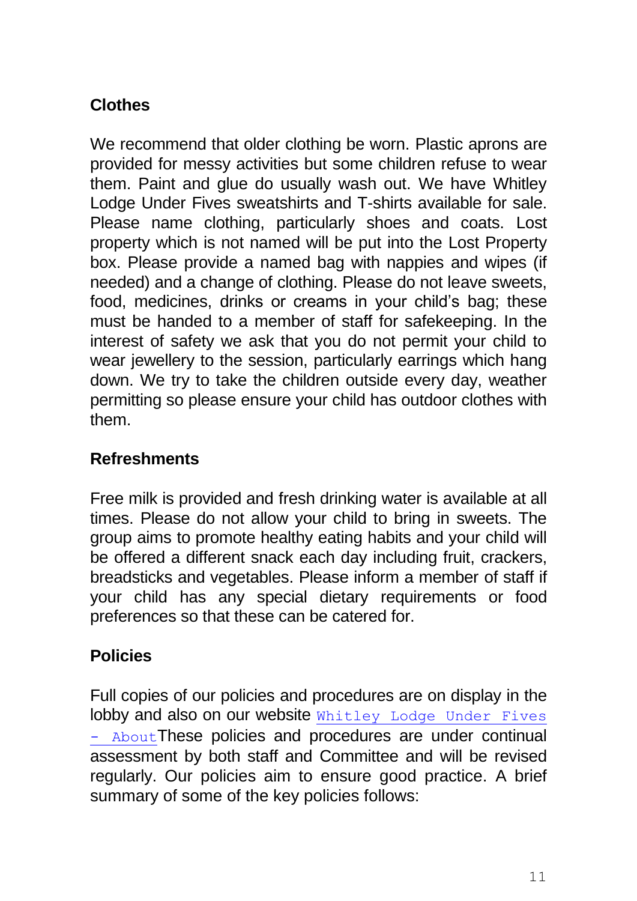## Clothes

We recommend that older clothing be worn. Plastic aprons are provided for messy activities but some children refuse to wear them. Paint and glue do usually wash out. We have Whitley Lodge Under Fives sweatshirts and T-shirts available for sale. Please name clothing, particularly shoes and coats. Lost property which is not named will be put into the Lost Property box. Please provide a named bag with nappies and wipes (if needed) and a change of clothing. Please do not leave sweets, food, medicines, drinks or creams in your child's bag; these must be handed to a member of staff for safekeeping. In the interest of safety we ask that you do not permit your child to wear jewellery to the session, particularly earrings which hang down. We try to take the children outside every day, weather permitting so please ensure your child has outdoor clothes with them.

## Refreshments

Free milk is provided and fresh drinking water is available at all times. Please do not allow your child to bring in sweets. The group aims to promote healthy eating habits and your child will be offered a different snack each day including fruit, crackers, breadsticks and vegetables. Please inform a member of staff if your child has any special dietary requirements or food preferences so that these can be catered for.

## Policies

Full copies of our policies and procedures are on display in the lobby and also on our website Whitley Lodge Under Fives - About These policies and procedures are under continual assessment by both staff and Committee and will be revised regularly. Our policies aim to ensure good practice. A brief summary of some of the key policies follows: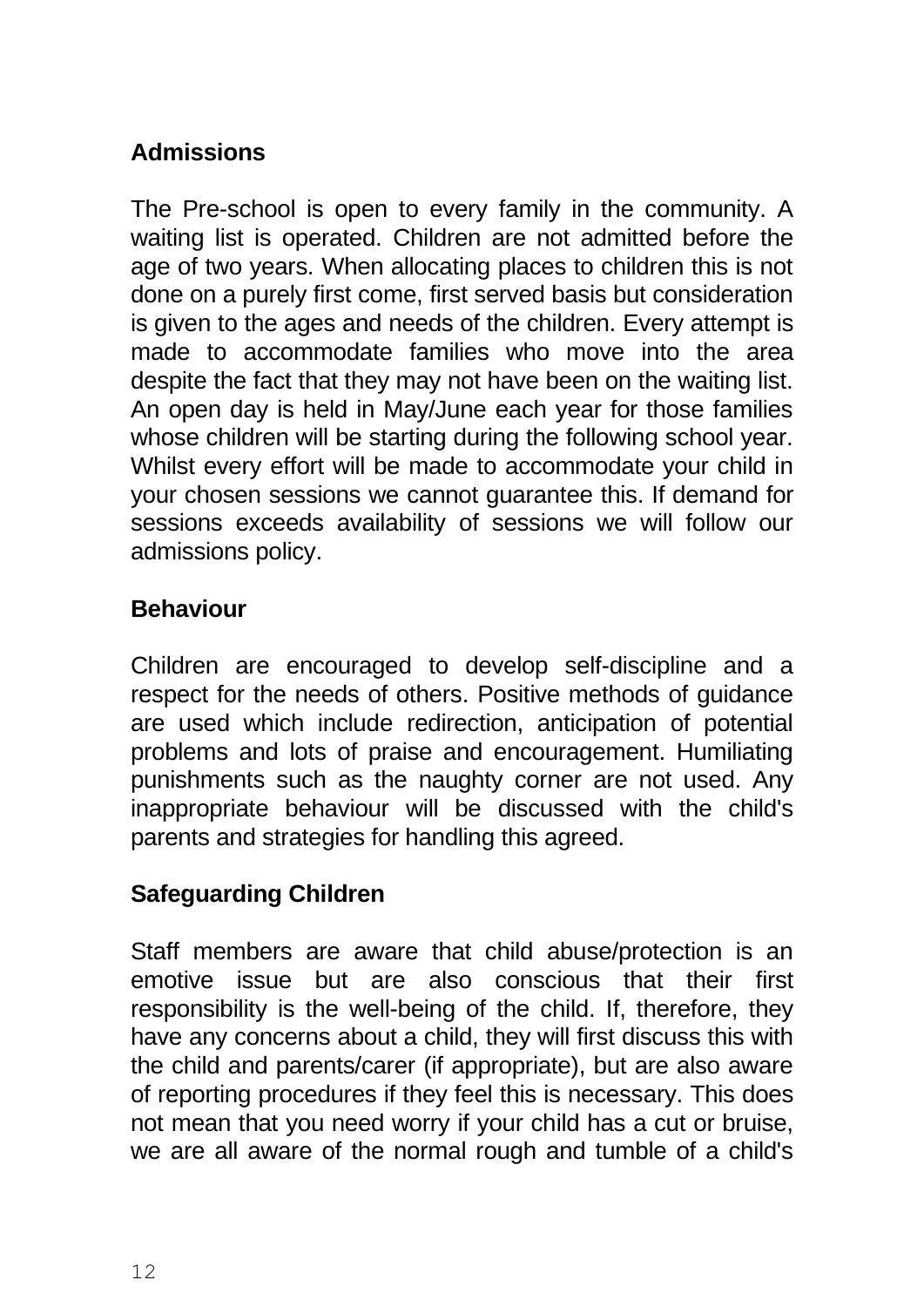## Admissions

The Pre-school is open to every family in the community. A waiting list is operated. Children are not admitted before the age of two years. When allocating places to children this is not done on a purely first come, first served basis but consideration is given to the ages and needs of the children. Every attempt is made to accommodate families who move into the area despite the fact that they may not have been on the waiting list. An open day is held in May/June each year for those families whose children will be starting during the following school year. Whilst every effort will be made to accommodate your child in your chosen sessions we cannot guarantee this. If demand for sessions exceeds availability of sessions we will follow our admissions policy.

## Behaviour

Children are encouraged to develop self-discipline and a respect for the needs of others. Positive methods of guidance are used which include redirection, anticipation of potential problems and lots of praise and encouragement. Humiliating punishments such as the naughty corner are not used. Any inappropriate behaviour will be discussed with the child's parents and strategies for handling this agreed.

## Safeguarding Children

Staff members are aware that child abuse/protection is an emotive issue but are also conscious that their first responsibility is the well-being of the child. If, therefore, they have any concerns about a child, they will first discuss this with the child and parents/carer (if appropriate), but are also aware of reporting procedures if they feel this is necessary. This does not mean that you need worry if your child has a cut or bruise, we are all aware of the normal rough and tumble of a child's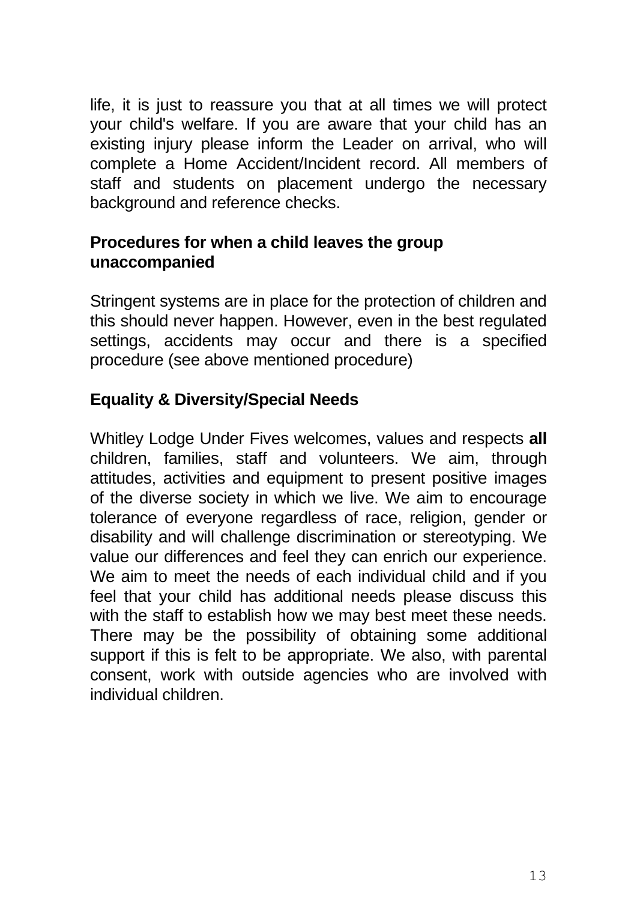life, it is just to reassure you that at all times we will protect your child's welfare. If you are aware that your child has an existing injury please inform the Leader on arrival, who will complete a Home Accident/Incident record. All members of staff and students on placement undergo the necessary background and reference checks.

**Procedures for when a child leaves the group unaccompanied**

Stringent systems are in place for the protection of children and this should never happen. However, even in the best regulated settings, accidents may occur and there is a specified procedure (see above mentioned procedure)

**Equality & Diversity/Special Needs**

Whitley Lodge Under Fives welcomes, values and respects **all** children, families, staff and volunteers. We aim, through attitudes, activities and equipment to present positive images of the diverse society in which we live. We aim to encourage tolerance of everyone regardless of race, religion, gender or disability and will challenge discrimination or stereotyping. We value our differences and feel they can enrich our experience. We aim to meet the needs of each individual child and if you feel that your child has additional needs please discuss this with the staff to establish how we may best meet these needs. There may be the possibility of obtaining some additional support if this is felt to be appropriate. We also, with parental consent, work with outside agencies who are involved with individual children.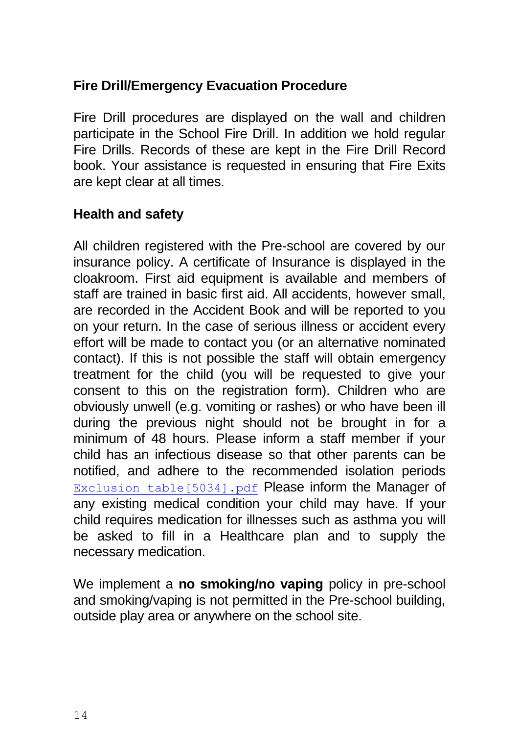## Fire Drill/Emergency Evacuation Procedure

Fire Drill procedures are displayed on the wall and children participate in the School Fire Drill. In addition we hold regular Fire Drills. Records of these are kept in the Fire Drill Record book. Your assistance is requested in ensuring that Fire Exits are kept clear at all times.

## Health and safety

All children registered with the Pre-school are covered by our insurance policy. A certificate of Insurance is displayed in the cloakroom. First aid equipment is available and members of staff are trained in basic first aid. All accidents, however small, are recorded in the Accident Book and will be reported to you on your return. In the case of serious illness or accident every effort will be made to contact you (or an alternative nominated contact). If this is not possible the staff will obtain emergency treatment for the child (you will be requested to give your consent to this on the registration form). Children who are obviously unwell (e.g. vomiting or rashes) or who have been ill during the previous night should not be brought in for a minimum of 48 hours. Please inform a staff member if your child has an infectious disease so that other parents can be notified, and adhere to the recommended isolation periods Exclusion table[5034].pdf Please inform the Manager of any existing medical condition your child may have. If your child requires medication for illnesses such as asthma you will be asked to fill in a Healthcare plan and to supply the necessary medication.

We implement a **no smoking/no vaping** policy in pre-school and smoking/vaping is not permitted in the Pre-school building, outside play area or anywhere on the school site.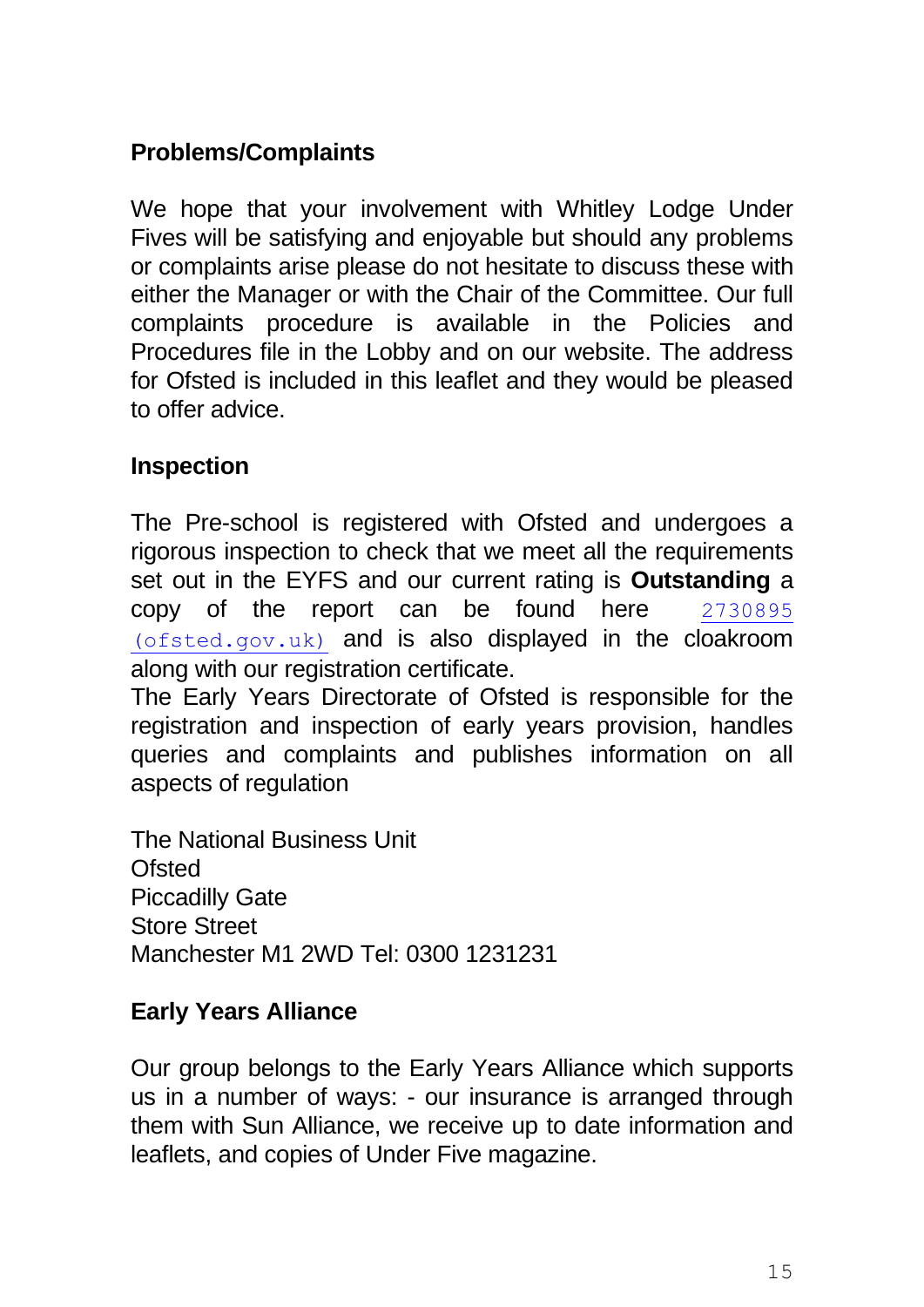## Problems/Complaints

We hope that your involvement with Whitley Lodge Under Fives will be satisfying and enjoyable but should any problems or complaints arise please do not hesitate to discuss these with either the Manager or with the Chair of the Committee. Our full complaints procedure is available in the Policies and Procedures file in the Lobby and on our website. The address for Ofsted is included in this leaflet and they would be pleased to offer advice.

## Inspection

The Pre-school is registered with Ofsted and undergoes a rigorous inspection to check that we meet all the requirements set out in the EYFS and our current rating is **Outstanding** a copy of the report can be found here 2730895 (ofsted.gov.uk) and is also displayed in the cloakroom along with our registration certificate.

The Early Years Directorate of Ofsted is responsible for the registration and inspection of early years provision, handles queries and complaints and publishes information on all aspects of regulation

The National Business Unit
Ofsted
Piccadilly Gate
Store Street
Manchester M1 2WD Tel: 0300 1231231

## Early Years Alliance

Our group belongs to the Early Years Alliance which supports us in a number of ways: - our insurance is arranged through them with Sun Alliance, we receive up to date information and leaflets, and copies of Under Five magazine.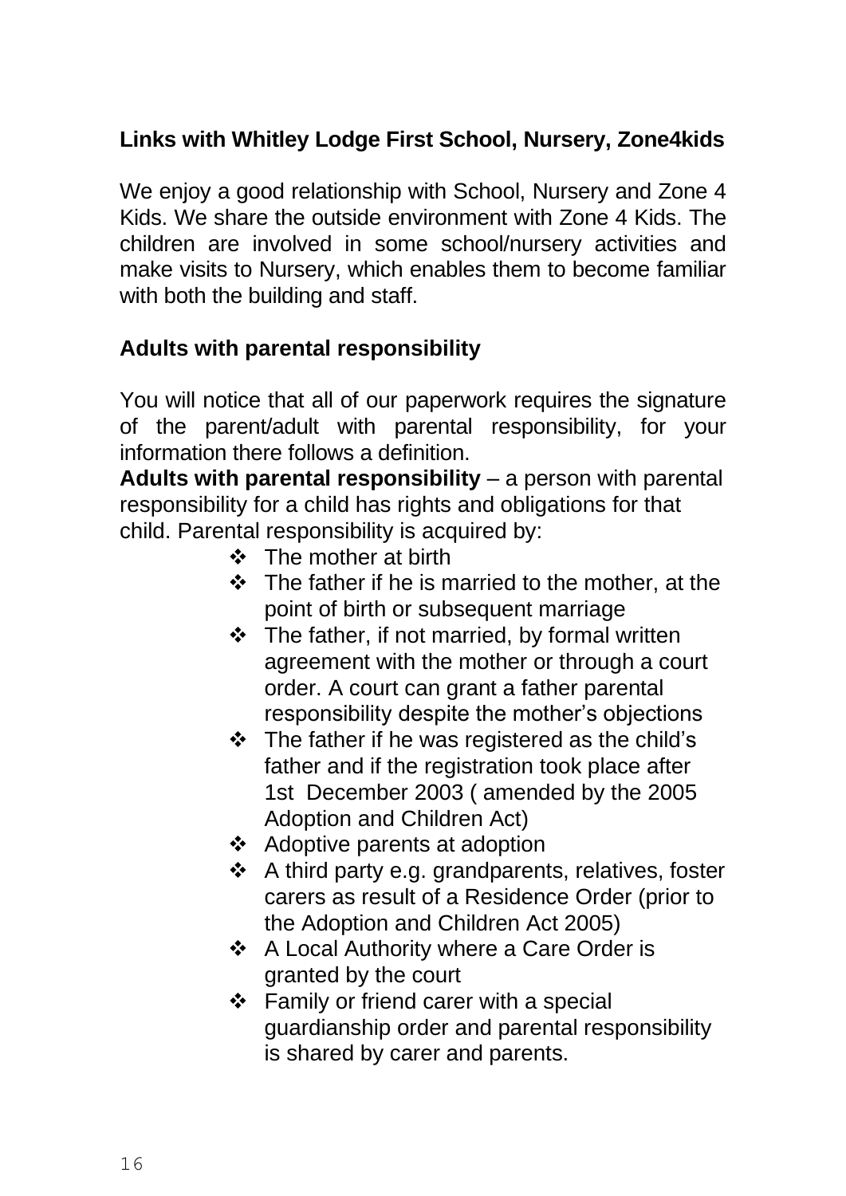### Links with Whitley Lodge First School, Nursery, Zone4kids

We enjoy a good relationship with School, Nursery and Zone 4 Kids. We share the outside environment with Zone 4 Kids. The children are involved in some school/nursery activities and make visits to Nursery, which enables them to become familiar with both the building and staff.

### Adults with parental responsibility

You will notice that all of our paperwork requires the signature of the parent/adult with parental responsibility, for your information there follows a definition.

**Adults with parental responsibility** – a person with parental responsibility for a child has rights and obligations for that child. Parental responsibility is acquired by:

- The mother at birth
- The father if he is married to the mother, at the point of birth or subsequent marriage
- The father, if not married, by formal written agreement with the mother or through a court order. A court can grant a father parental responsibility despite the mother's objections
- The father if he was registered as the child's father and if the registration took place after 1st December 2003 ( amended by the 2005 Adoption and Children Act)
- Adoptive parents at adoption
- A third party e.g. grandparents, relatives, foster carers as result of a Residence Order (prior to the Adoption and Children Act 2005)
- A Local Authority where a Care Order is granted by the court
- Family or friend carer with a special guardianship order and parental responsibility is shared by carer and parents.